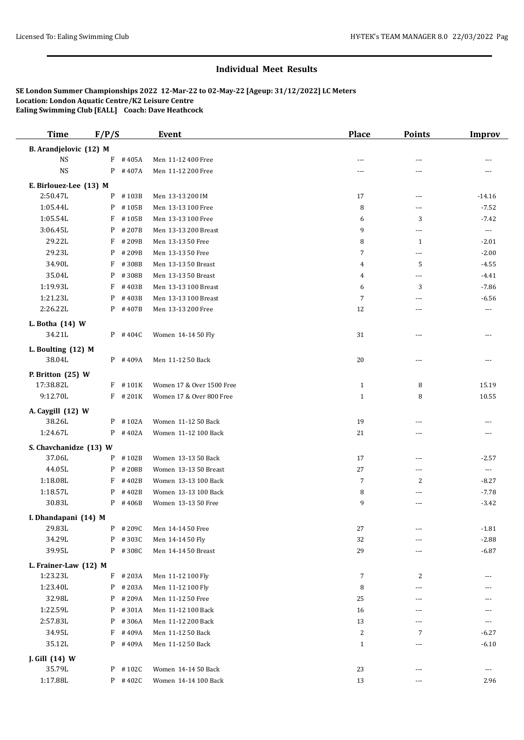## Individual Meet Results

**SE London Summer Championships 2022 12-Mar-22 to 02-May-22 [Ageup: 31/12/2022] LC Meters**
**Location: London Aquatic Centre/K2 Leisure Centre**
**Ealing Swimming Club [EALL] Coach: Dave Heathcock**

| Time | F/P/S | | Event | Place | Points | Improv |
|---|---|---|---|---|---|---|
| **B. Arandjelovic (12) M** | | | | | | |
| NS | F | #405A | Men 11-12 400 Free | --- | --- | --- |
| NS | P | #407A | Men 11-12 200 Free | --- | --- | --- |
| **E. Birlouez-Lee (13) M** | | | | | | |
| 2:50.47L | P | #103B | Men 13-13 200 IM | 17 | --- | -14.16 |
| 1:05.44L | P | #105B | Men 13-13 100 Free | 8 | --- | -7.52 |
| 1:05.54L | F | #105B | Men 13-13 100 Free | 6 | 3 | -7.42 |
| 3:06.45L | P | #207B | Men 13-13 200 Breast | 9 | --- | --- |
| 29.22L | F | #209B | Men 13-13 50 Free | 8 | 1 | -2.01 |
| 29.23L | P | #209B | Men 13-13 50 Free | 7 | --- | -2.00 |
| 34.90L | F | #308B | Men 13-13 50 Breast | 4 | 5 | -4.55 |
| 35.04L | P | #308B | Men 13-13 50 Breast | 4 | --- | -4.41 |
| 1:19.93L | F | #403B | Men 13-13 100 Breast | 6 | 3 | -7.86 |
| 1:21.23L | P | #403B | Men 13-13 100 Breast | 7 | --- | -6.56 |
| 2:26.22L | P | #407B | Men 13-13 200 Free | 12 | --- | --- |
| **L. Botha (14) W** | | | | | | |
| 34.21L | P | #404C | Women 14-14 50 Fly | 31 | --- | --- |
| **L. Boulting (12) M** | | | | | | |
| 38.04L | P | #409A | Men 11-12 50 Back | 20 | --- | --- |
| **P. Britton (25) W** | | | | | | |
| 17:38.82L | F | #101K | Women 17 & Over 1500 Free | 1 | 8 | 15.19 |
| 9:12.70L | F | #201K | Women 17 & Over 800 Free | 1 | 8 | 10.55 |
| **A. Caygill (12) W** | | | | | | |
| 38.26L | P | #102A | Women 11-12 50 Back | 19 | --- | --- |
| 1:24.67L | P | #402A | Women 11-12 100 Back | 21 | --- | --- |
| **S. Chavchanidze (13) W** | | | | | | |
| 37.06L | P | #102B | Women 13-13 50 Back | 17 | --- | -2.57 |
| 44.05L | P | #208B | Women 13-13 50 Breast | 27 | --- | --- |
| 1:18.08L | F | #402B | Women 13-13 100 Back | 7 | 2 | -8.27 |
| 1:18.57L | P | #402B | Women 13-13 100 Back | 8 | --- | -7.78 |
| 30.83L | P | #406B | Women 13-13 50 Free | 9 | --- | -3.42 |
| **I. Dhandapani (14) M** | | | | | | |
| 29.83L | P | #209C | Men 14-14 50 Free | 27 | --- | -1.81 |
| 34.29L | P | #303C | Men 14-14 50 Fly | 32 | --- | -2.88 |
| 39.95L | P | #308C | Men 14-14 50 Breast | 29 | --- | -6.87 |
| **L. Frainer-Law (12) M** | | | | | | |
| 1:23.23L | F | #203A | Men 11-12 100 Fly | 7 | 2 | --- |
| 1:23.40L | P | #203A | Men 11-12 100 Fly | 8 | --- | --- |
| 32.98L | P | #209A | Men 11-12 50 Free | 25 | --- | --- |
| 1:22.59L | P | #301A | Men 11-12 100 Back | 16 | --- | --- |
| 2:57.83L | P | #306A | Men 11-12 200 Back | 13 | --- | --- |
| 34.95L | F | #409A | Men 11-12 50 Back | 2 | 7 | -6.27 |
| 35.12L | P | #409A | Men 11-12 50 Back | 1 | --- | -6.10 |
| **J. Gill (14) W** | | | | | | |
| 35.79L | P | #102C | Women 14-14 50 Back | 23 | --- | --- |
| 1:17.88L | P | #402C | Women 14-14 100 Back | 13 | --- | 2.96 |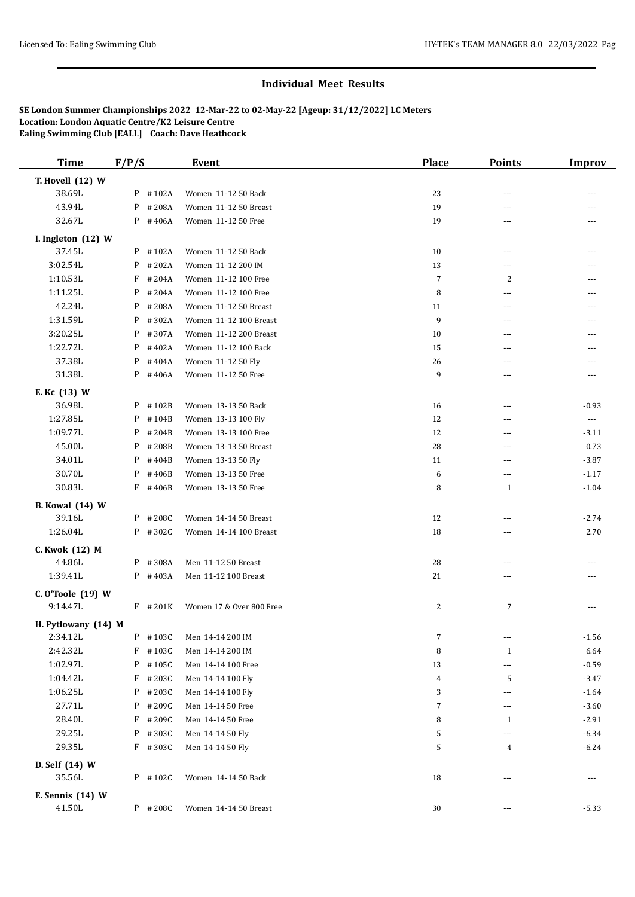## Individual Meet Results

**SE London Summer Championships 2022 12-Mar-22 to 02-May-22 [Ageup: 31/12/2022] LC Meters**
**Location: London Aquatic Centre/K2 Leisure Centre**
**Ealing Swimming Club [EALL] Coach: Dave Heathcock**

| Time | F/P/S | | Event | Place | Points | Improv |
|---|---|---|---|---|---|---|
| **T. Hovell (12) W** | | | | | | |
| 38.69L | P | #102A | Women 11-12 50 Back | 23 | --- | --- |
| 43.94L | P | #208A | Women 11-12 50 Breast | 19 | --- | --- |
| 32.67L | P | #406A | Women 11-12 50 Free | 19 | --- | --- |
| **I. Ingleton (12) W** | | | | | | |
| 37.45L | P | #102A | Women 11-12 50 Back | 10 | --- | --- |
| 3:02.54L | P | #202A | Women 11-12 200 IM | 13 | --- | --- |
| 1:10.53L | F | #204A | Women 11-12 100 Free | 7 | 2 | --- |
| 1:11.25L | P | #204A | Women 11-12 100 Free | 8 | --- | --- |
| 42.24L | P | #208A | Women 11-12 50 Breast | 11 | --- | --- |
| 1:31.59L | P | #302A | Women 11-12 100 Breast | 9 | --- | --- |
| 3:20.25L | P | #307A | Women 11-12 200 Breast | 10 | --- | --- |
| 1:22.72L | P | #402A | Women 11-12 100 Back | 15 | --- | --- |
| 37.38L | P | #404A | Women 11-12 50 Fly | 26 | --- | --- |
| 31.38L | P | #406A | Women 11-12 50 Free | 9 | --- | --- |
| **E. Kc (13) W** | | | | | | |
| 36.98L | P | #102B | Women 13-13 50 Back | 16 | --- | -0.93 |
| 1:27.85L | P | #104B | Women 13-13 100 Fly | 12 | --- | --- |
| 1:09.77L | P | #204B | Women 13-13 100 Free | 12 | --- | -3.11 |
| 45.00L | P | #208B | Women 13-13 50 Breast | 28 | --- | 0.73 |
| 34.01L | P | #404B | Women 13-13 50 Fly | 11 | --- | -3.87 |
| 30.70L | P | #406B | Women 13-13 50 Free | 6 | --- | -1.17 |
| 30.83L | F | #406B | Women 13-13 50 Free | 8 | 1 | -1.04 |
| **B. Kowal (14) W** | | | | | | |
| 39.16L | P | #208C | Women 14-14 50 Breast | 12 | --- | -2.74 |
| 1:26.04L | P | #302C | Women 14-14 100 Breast | 18 | --- | 2.70 |
| **C. Kwok (12) M** | | | | | | |
| 44.86L | P | #308A | Men 11-12 50 Breast | 28 | --- | --- |
| 1:39.41L | P | #403A | Men 11-12 100 Breast | 21 | --- | --- |
| **C. O'Toole (19) W** | | | | | | |
| 9:14.47L | F | #201K | Women 17 & Over 800 Free | 2 | 7 | --- |
| **H. Pytlowany (14) M** | | | | | | |
| 2:34.12L | P | #103C | Men 14-14 200 IM | 7 | --- | -1.56 |
| 2:42.32L | F | #103C | Men 14-14 200 IM | 8 | 1 | 6.64 |
| 1:02.97L | P | #105C | Men 14-14 100 Free | 13 | --- | -0.59 |
| 1:04.42L | F | #203C | Men 14-14 100 Fly | 4 | 5 | -3.47 |
| 1:06.25L | P | #203C | Men 14-14 100 Fly | 3 | --- | -1.64 |
| 27.71L | P | #209C | Men 14-14 50 Free | 7 | --- | -3.60 |
| 28.40L | F | #209C | Men 14-14 50 Free | 8 | 1 | -2.91 |
| 29.25L | P | #303C | Men 14-14 50 Fly | 5 | --- | -6.34 |
| 29.35L | F | #303C | Men 14-14 50 Fly | 5 | 4 | -6.24 |
| **D. Self (14) W** | | | | | | |
| 35.56L | P | #102C | Women 14-14 50 Back | 18 | --- | --- |
| **E. Sennis (14) W** | | | | | | |
| 41.50L | P | #208C | Women 14-14 50 Breast | 30 | --- | -5.33 |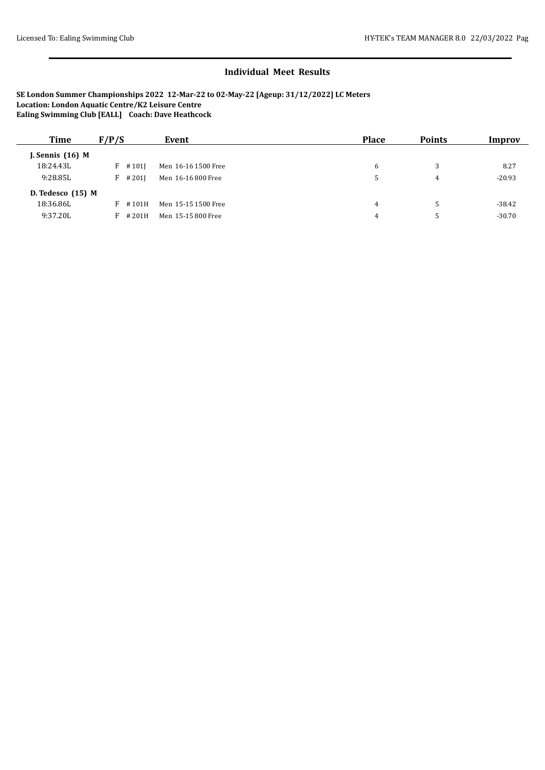## Individual Meet Results

**SE London Summer Championships 2022 12-Mar-22 to 02-May-22 [Ageup: 31/12/2022] LC Meters**
**Location: London Aquatic Centre/K2 Leisure Centre**
**Ealing Swimming Club [EALL] Coach: Dave Heathcock**

| Time | F/P/S | | Event | Place | Points | Improv |
|---|---|---|---|---|---|---|
| **J. Sennis (16) M** | | | | | | |
| 18:24.43L | F | # 101J | Men 16-16 1500 Free | 6 | 3 | 8.27 |
| 9:28.85L | F | # 201J | Men 16-16 800 Free | 5 | 4 | -20.93 |
| **D. Tedesco (15) M** | | | | | | |
| 18:36.86L | F | # 101H | Men 15-15 1500 Free | 4 | 5 | -38.42 |
| 9:37.20L | F | # 201H | Men 15-15 800 Free | 4 | 5 | -30.70 |